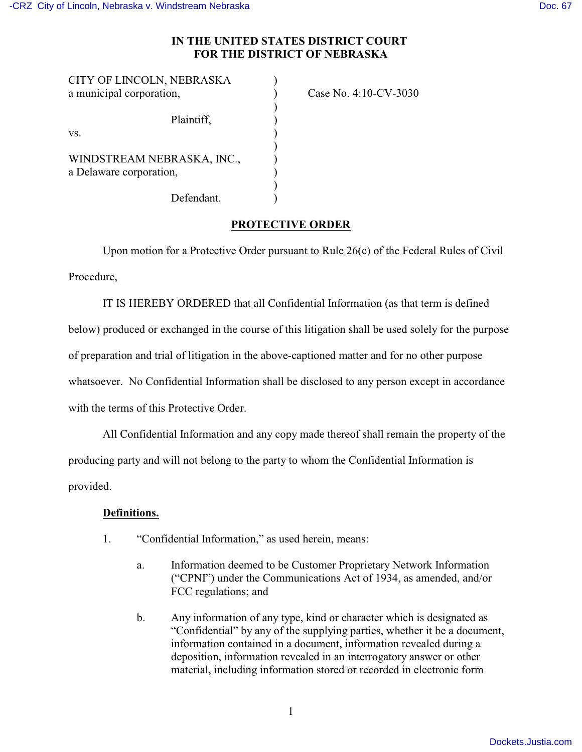# IN THE UNITED STATES DISTRICT COURT FOR THE DISTRICT OF NEBRASKA

| | | |
|---|---|---|
| CITY OF LINCOLN, NEBRASKA a municipal corporation, | ) | Case No. 4:10-CV-3030 |
| Plaintiff, | ) | |
| vs. | ) | |
| WINDSTREAM NEBRASKA, INC., a Delaware corporation, | ) | |
| Defendant. | ) | |

## PROTECTIVE ORDER

Upon motion for a Protective Order pursuant to Rule 26(c) of the Federal Rules of Civil Procedure,

IT IS HEREBY ORDERED that all Confidential Information (as that term is defined below) produced or exchanged in the course of this litigation shall be used solely for the purpose of preparation and trial of litigation in the above-captioned matter and for no other purpose whatsoever. No Confidential Information shall be disclosed to any person except in accordance with the terms of this Protective Order.

All Confidential Information and any copy made thereof shall remain the property of the producing party and will not belong to the party to whom the Confidential Information is provided.

**Definitions.**

1. "Confidential Information," as used herein, means:

   a. Information deemed to be Customer Proprietary Network Information ("CPNI") under the Communications Act of 1934, as amended, and/or FCC regulations; and

   b. Any information of any type, kind or character which is designated as "Confidential" by any of the supplying parties, whether it be a document, information contained in a document, information revealed during a deposition, information revealed in an interrogatory answer or other material, including information stored or recorded in electronic form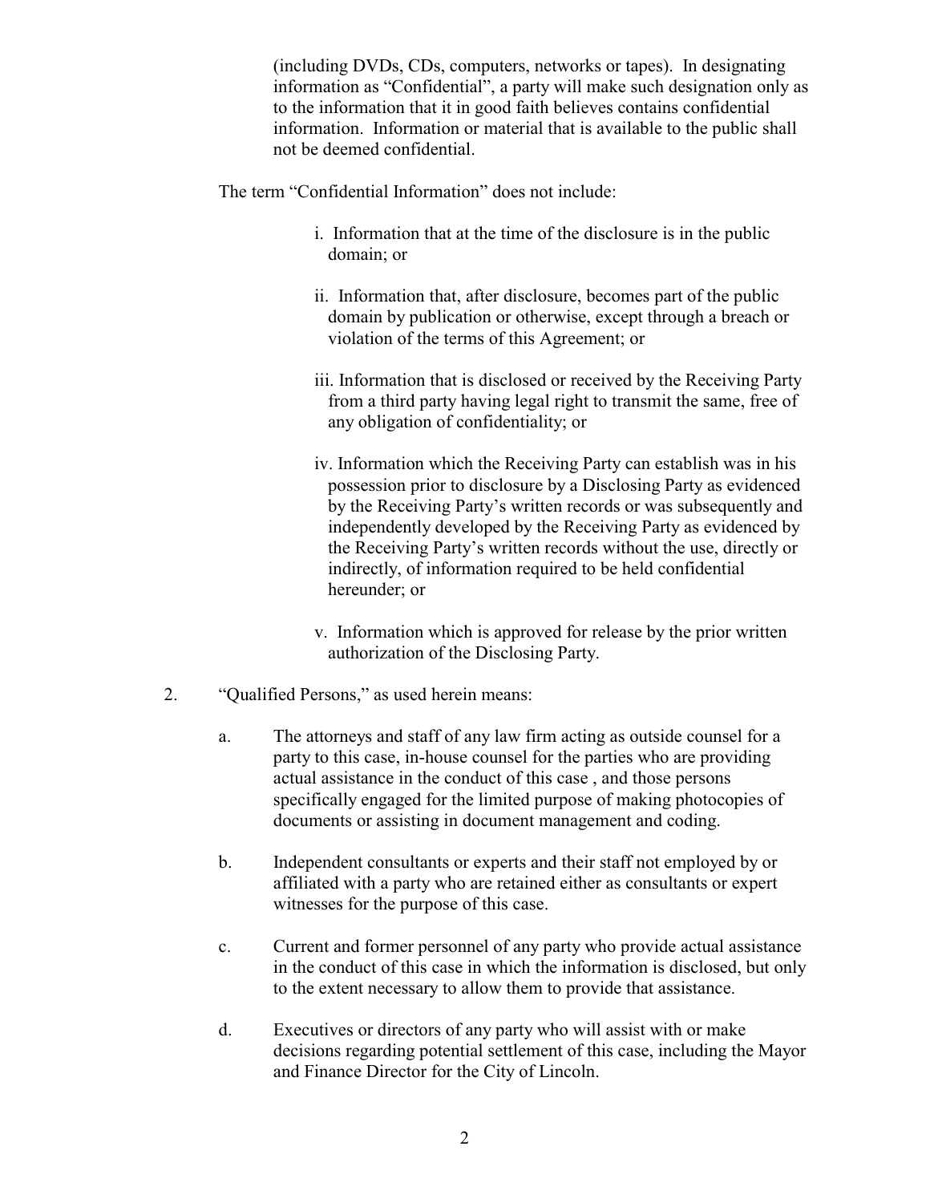(including DVDs, CDs, computers, networks or tapes). In designating information as "Confidential", a party will make such designation only as to the information that it in good faith believes contains confidential information. Information or material that is available to the public shall not be deemed confidential.

The term "Confidential Information" does not include:

i. Information that at the time of the disclosure is in the public domain; or

ii. Information that, after disclosure, becomes part of the public domain by publication or otherwise, except through a breach or violation of the terms of this Agreement; or

iii. Information that is disclosed or received by the Receiving Party from a third party having legal right to transmit the same, free of any obligation of confidentiality; or

iv. Information which the Receiving Party can establish was in his possession prior to disclosure by a Disclosing Party as evidenced by the Receiving Party's written records or was subsequently and independently developed by the Receiving Party as evidenced by the Receiving Party's written records without the use, directly or indirectly, of information required to be held confidential hereunder; or

v. Information which is approved for release by the prior written authorization of the Disclosing Party.

2. "Qualified Persons," as used herein means:

   a. The attorneys and staff of any law firm acting as outside counsel for a party to this case, in-house counsel for the parties who are providing actual assistance in the conduct of this case , and those persons specifically engaged for the limited purpose of making photocopies of documents or assisting in document management and coding.

   b. Independent consultants or experts and their staff not employed by or affiliated with a party who are retained either as consultants or expert witnesses for the purpose of this case.

   c. Current and former personnel of any party who provide actual assistance in the conduct of this case in which the information is disclosed, but only to the extent necessary to allow them to provide that assistance.

   d. Executives or directors of any party who will assist with or make decisions regarding potential settlement of this case, including the Mayor and Finance Director for the City of Lincoln.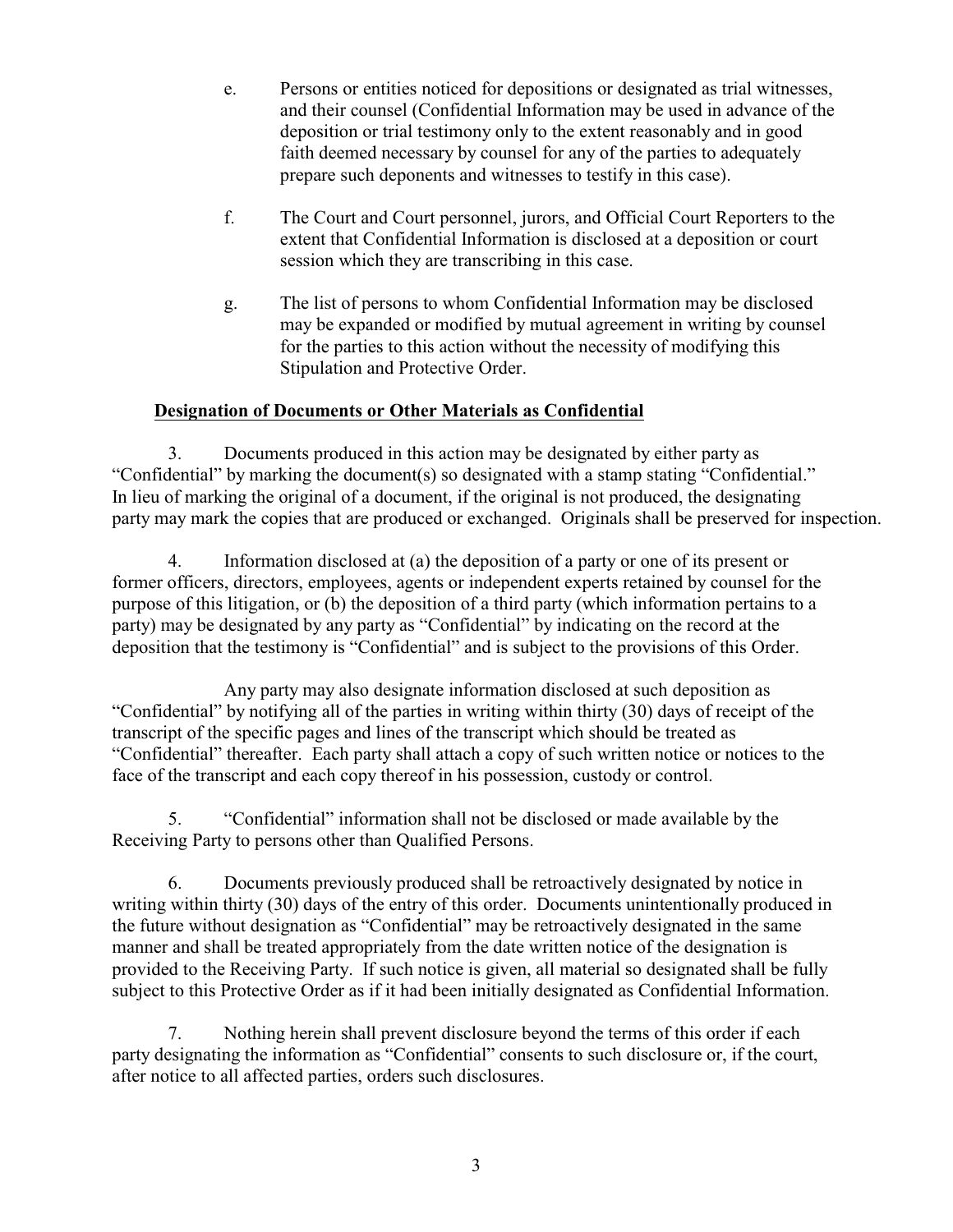e. Persons or entities noticed for depositions or designated as trial witnesses, and their counsel (Confidential Information may be used in advance of the deposition or trial testimony only to the extent reasonably and in good faith deemed necessary by counsel for any of the parties to adequately prepare such deponents and witnesses to testify in this case).

f. The Court and Court personnel, jurors, and Official Court Reporters to the extent that Confidential Information is disclosed at a deposition or court session which they are transcribing in this case.

g. The list of persons to whom Confidential Information may be disclosed may be expanded or modified by mutual agreement in writing by counsel for the parties to this action without the necessity of modifying this Stipulation and Protective Order.

**Designation of Documents or Other Materials as Confidential**

3. Documents produced in this action may be designated by either party as "Confidential" by marking the document(s) so designated with a stamp stating "Confidential." In lieu of marking the original of a document, if the original is not produced, the designating party may mark the copies that are produced or exchanged. Originals shall be preserved for inspection.

4. Information disclosed at (a) the deposition of a party or one of its present or former officers, directors, employees, agents or independent experts retained by counsel for the purpose of this litigation, or (b) the deposition of a third party (which information pertains to a party) may be designated by any party as "Confidential" by indicating on the record at the deposition that the testimony is "Confidential" and is subject to the provisions of this Order.

Any party may also designate information disclosed at such deposition as "Confidential" by notifying all of the parties in writing within thirty (30) days of receipt of the transcript of the specific pages and lines of the transcript which should be treated as "Confidential" thereafter. Each party shall attach a copy of such written notice or notices to the face of the transcript and each copy thereof in his possession, custody or control.

5. "Confidential" information shall not be disclosed or made available by the Receiving Party to persons other than Qualified Persons.

6. Documents previously produced shall be retroactively designated by notice in writing within thirty (30) days of the entry of this order. Documents unintentionally produced in the future without designation as "Confidential" may be retroactively designated in the same manner and shall be treated appropriately from the date written notice of the designation is provided to the Receiving Party. If such notice is given, all material so designated shall be fully subject to this Protective Order as if it had been initially designated as Confidential Information.

7. Nothing herein shall prevent disclosure beyond the terms of this order if each party designating the information as "Confidential" consents to such disclosure or, if the court, after notice to all affected parties, orders such disclosures.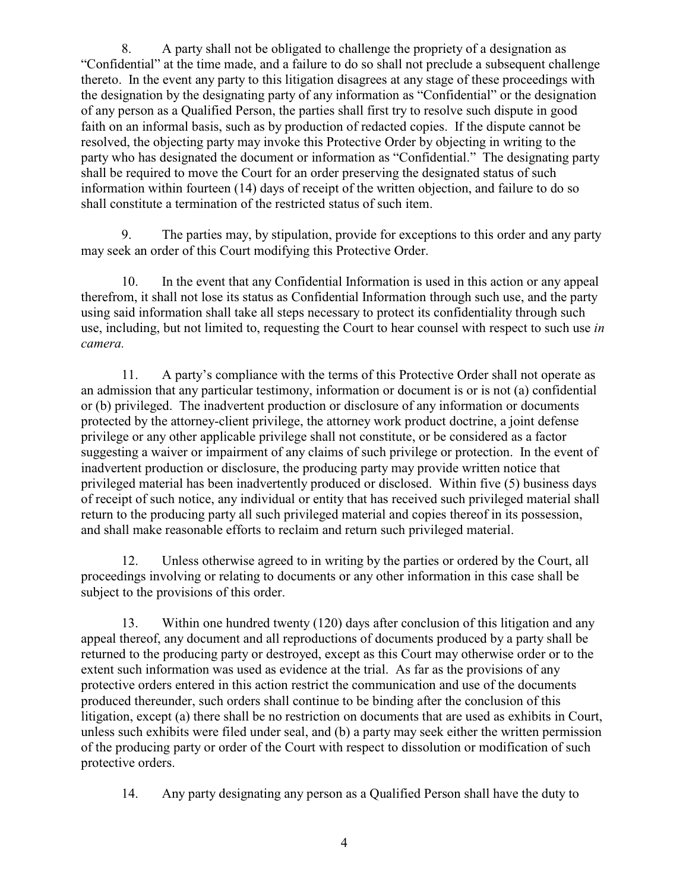8. A party shall not be obligated to challenge the propriety of a designation as "Confidential" at the time made, and a failure to do so shall not preclude a subsequent challenge thereto. In the event any party to this litigation disagrees at any stage of these proceedings with the designation by the designating party of any information as "Confidential" or the designation of any person as a Qualified Person, the parties shall first try to resolve such dispute in good faith on an informal basis, such as by production of redacted copies. If the dispute cannot be resolved, the objecting party may invoke this Protective Order by objecting in writing to the party who has designated the document or information as "Confidential." The designating party shall be required to move the Court for an order preserving the designated status of such information within fourteen (14) days of receipt of the written objection, and failure to do so shall constitute a termination of the restricted status of such item.

9. The parties may, by stipulation, provide for exceptions to this order and any party may seek an order of this Court modifying this Protective Order.

10. In the event that any Confidential Information is used in this action or any appeal therefrom, it shall not lose its status as Confidential Information through such use, and the party using said information shall take all steps necessary to protect its confidentiality through such use, including, but not limited to, requesting the Court to hear counsel with respect to such use *in camera.*

11. A party's compliance with the terms of this Protective Order shall not operate as an admission that any particular testimony, information or document is or is not (a) confidential or (b) privileged. The inadvertent production or disclosure of any information or documents protected by the attorney-client privilege, the attorney work product doctrine, a joint defense privilege or any other applicable privilege shall not constitute, or be considered as a factor suggesting a waiver or impairment of any claims of such privilege or protection. In the event of inadvertent production or disclosure, the producing party may provide written notice that privileged material has been inadvertently produced or disclosed. Within five (5) business days of receipt of such notice, any individual or entity that has received such privileged material shall return to the producing party all such privileged material and copies thereof in its possession, and shall make reasonable efforts to reclaim and return such privileged material.

12. Unless otherwise agreed to in writing by the parties or ordered by the Court, all proceedings involving or relating to documents or any other information in this case shall be subject to the provisions of this order.

13. Within one hundred twenty (120) days after conclusion of this litigation and any appeal thereof, any document and all reproductions of documents produced by a party shall be returned to the producing party or destroyed, except as this Court may otherwise order or to the extent such information was used as evidence at the trial. As far as the provisions of any protective orders entered in this action restrict the communication and use of the documents produced thereunder, such orders shall continue to be binding after the conclusion of this litigation, except (a) there shall be no restriction on documents that are used as exhibits in Court, unless such exhibits were filed under seal, and (b) a party may seek either the written permission of the producing party or order of the Court with respect to dissolution or modification of such protective orders.

14. Any party designating any person as a Qualified Person shall have the duty to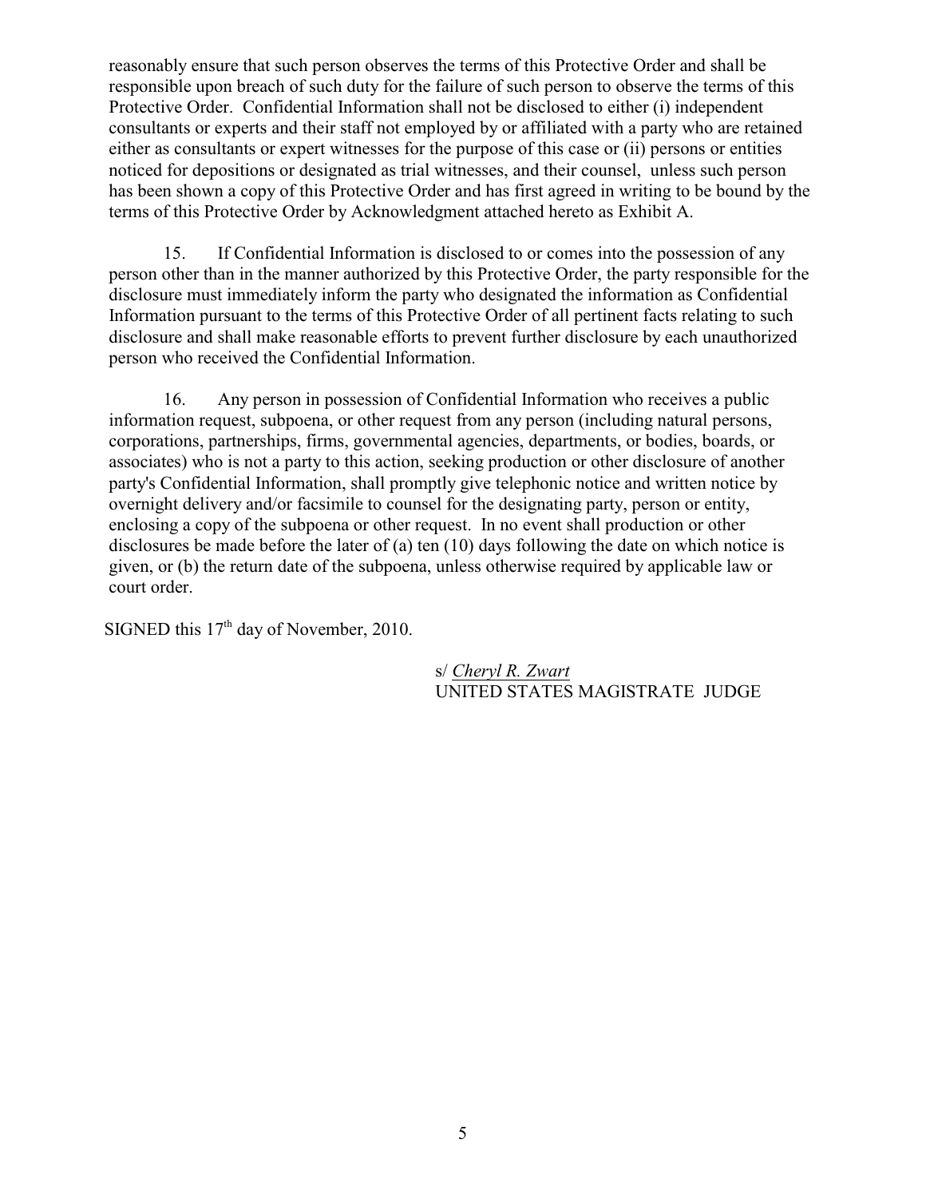reasonably ensure that such person observes the terms of this Protective Order and shall be responsible upon breach of such duty for the failure of such person to observe the terms of this Protective Order. Confidential Information shall not be disclosed to either (i) independent consultants or experts and their staff not employed by or affiliated with a party who are retained either as consultants or expert witnesses for the purpose of this case or (ii) persons or entities noticed for depositions or designated as trial witnesses, and their counsel, unless such person has been shown a copy of this Protective Order and has first agreed in writing to be bound by the terms of this Protective Order by Acknowledgment attached hereto as Exhibit A.

15. If Confidential Information is disclosed to or comes into the possession of any person other than in the manner authorized by this Protective Order, the party responsible for the disclosure must immediately inform the party who designated the information as Confidential Information pursuant to the terms of this Protective Order of all pertinent facts relating to such disclosure and shall make reasonable efforts to prevent further disclosure by each unauthorized person who received the Confidential Information.

16. Any person in possession of Confidential Information who receives a public information request, subpoena, or other request from any person (including natural persons, corporations, partnerships, firms, governmental agencies, departments, or bodies, boards, or associates) who is not a party to this action, seeking production or other disclosure of another party's Confidential Information, shall promptly give telephonic notice and written notice by overnight delivery and/or facsimile to counsel for the designating party, person or entity, enclosing a copy of the subpoena or other request. In no event shall production or other disclosures be made before the later of (a) ten (10) days following the date on which notice is given, or (b) the return date of the subpoena, unless otherwise required by applicable law or court order.

SIGNED this 17th day of November, 2010.

s/ *Cheryl R. Zwart*
UNITED STATES MAGISTRATE JUDGE